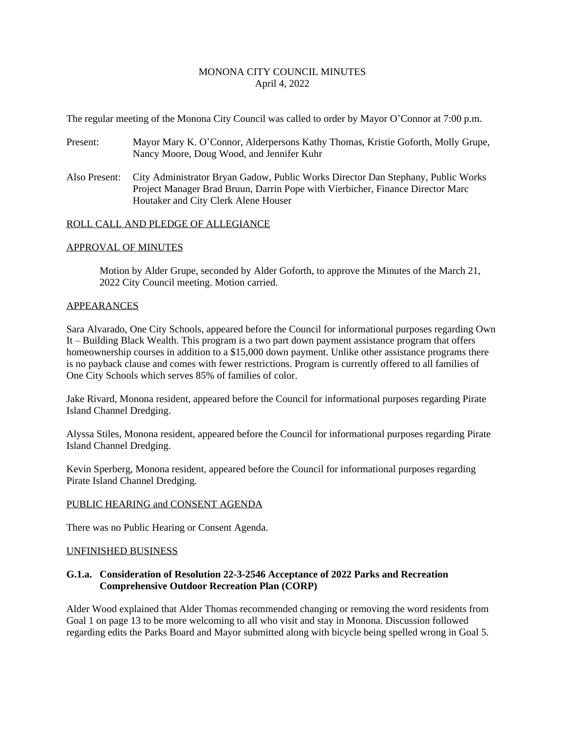# MONONA CITY COUNCIL MINUTES

April 4, 2022

The regular meeting of the Monona City Council was called to order by Mayor O'Connor at 7:00 p.m.

Present: Mayor Mary K. O'Connor, Alderpersons Kathy Thomas, Kristie Goforth, Molly Grupe, Nancy Moore, Doug Wood, and Jennifer Kuhr

Also Present: City Administrator Bryan Gadow, Public Works Director Dan Stephany, Public Works Project Manager Brad Bruun, Darrin Pope with Vierbicher, Finance Director Marc Houtaker and City Clerk Alene Houser

## ROLL CALL AND PLEDGE OF ALLEGIANCE

## APPROVAL OF MINUTES

Motion by Alder Grupe, seconded by Alder Goforth, to approve the Minutes of the March 21, 2022 City Council meeting. Motion carried.

## APPEARANCES

Sara Alvarado, One City Schools, appeared before the Council for informational purposes regarding Own It – Building Black Wealth. This program is a two part down payment assistance program that offers homeownership courses in addition to a $15,000 down payment. Unlike other assistance programs there is no payback clause and comes with fewer restrictions. Program is currently offered to all families of One City Schools which serves 85% of families of color.

Jake Rivard, Monona resident, appeared before the Council for informational purposes regarding Pirate Island Channel Dredging.

Alyssa Stiles, Monona resident, appeared before the Council for informational purposes regarding Pirate Island Channel Dredging.

Kevin Sperberg, Monona resident, appeared before the Council for informational purposes regarding Pirate Island Channel Dredging.

## PUBLIC HEARING and CONSENT AGENDA

There was no Public Hearing or Consent Agenda.

## UNFINISHED BUSINESS

### G.1.a. Consideration of Resolution 22-3-2546 Acceptance of 2022 Parks and Recreation Comprehensive Outdoor Recreation Plan (CORP)

Alder Wood explained that Alder Thomas recommended changing or removing the word residents from Goal 1 on page 13 to be more welcoming to all who visit and stay in Monona. Discussion followed regarding edits the Parks Board and Mayor submitted along with bicycle being spelled wrong in Goal 5.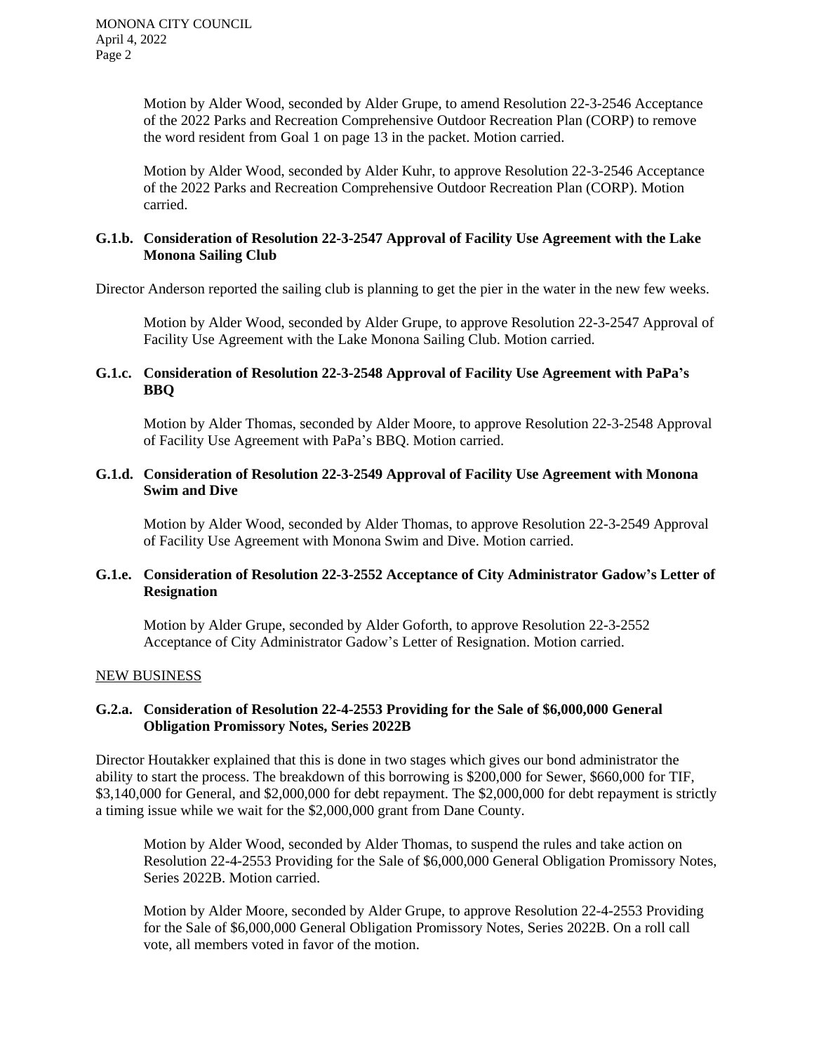Motion by Alder Wood, seconded by Alder Grupe, to amend Resolution 22-3-2546 Acceptance of the 2022 Parks and Recreation Comprehensive Outdoor Recreation Plan (CORP) to remove the word resident from Goal 1 on page 13 in the packet. Motion carried.

Motion by Alder Wood, seconded by Alder Kuhr, to approve Resolution 22-3-2546 Acceptance of the 2022 Parks and Recreation Comprehensive Outdoor Recreation Plan (CORP). Motion carried.

**G.1.b. Consideration of Resolution 22-3-2547 Approval of Facility Use Agreement with the Lake Monona Sailing Club**

Director Anderson reported the sailing club is planning to get the pier in the water in the new few weeks.

Motion by Alder Wood, seconded by Alder Grupe, to approve Resolution 22-3-2547 Approval of Facility Use Agreement with the Lake Monona Sailing Club. Motion carried.

**G.1.c. Consideration of Resolution 22-3-2548 Approval of Facility Use Agreement with PaPa's BBQ**

Motion by Alder Thomas, seconded by Alder Moore, to approve Resolution 22-3-2548 Approval of Facility Use Agreement with PaPa's BBQ. Motion carried.

**G.1.d. Consideration of Resolution 22-3-2549 Approval of Facility Use Agreement with Monona Swim and Dive**

Motion by Alder Wood, seconded by Alder Thomas, to approve Resolution 22-3-2549 Approval of Facility Use Agreement with Monona Swim and Dive. Motion carried.

**G.1.e. Consideration of Resolution 22-3-2552 Acceptance of City Administrator Gadow's Letter of Resignation**

Motion by Alder Grupe, seconded by Alder Goforth, to approve Resolution 22-3-2552 Acceptance of City Administrator Gadow's Letter of Resignation. Motion carried.

NEW BUSINESS

**G.2.a. Consideration of Resolution 22-4-2553 Providing for the Sale of $6,000,000 General Obligation Promissory Notes, Series 2022B**

Director Houtakker explained that this is done in two stages which gives our bond administrator the ability to start the process. The breakdown of this borrowing is $200,000 for Sewer, $660,000 for TIF, $3,140,000 for General, and $2,000,000 for debt repayment. The $2,000,000 for debt repayment is strictly a timing issue while we wait for the $2,000,000 grant from Dane County.

Motion by Alder Wood, seconded by Alder Thomas, to suspend the rules and take action on Resolution 22-4-2553 Providing for the Sale of $6,000,000 General Obligation Promissory Notes, Series 2022B. Motion carried.

Motion by Alder Moore, seconded by Alder Grupe, to approve Resolution 22-4-2553 Providing for the Sale of $6,000,000 General Obligation Promissory Notes, Series 2022B. On a roll call vote, all members voted in favor of the motion.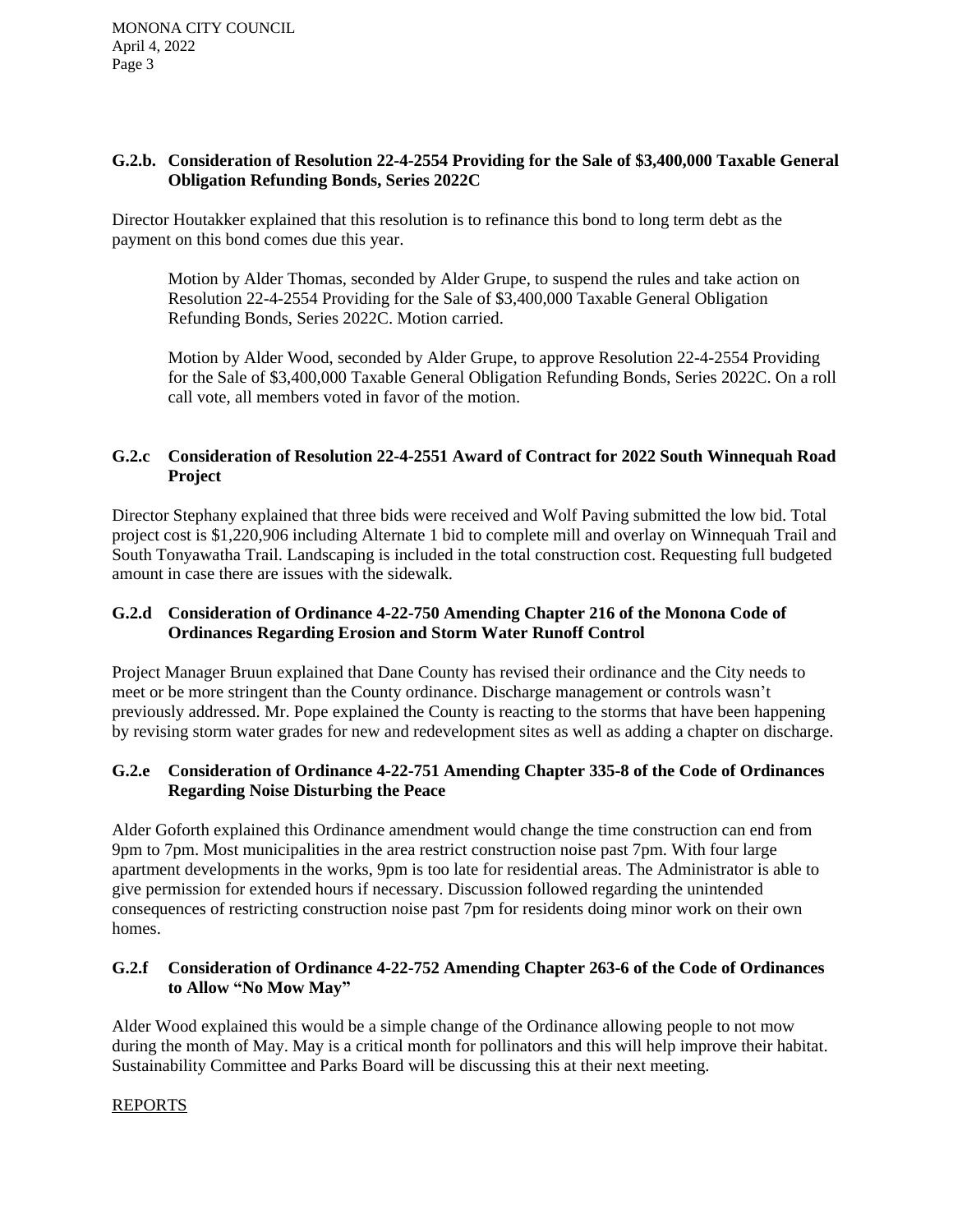**G.2.b. Consideration of Resolution 22-4-2554 Providing for the Sale of $3,400,000 Taxable General Obligation Refunding Bonds, Series 2022C**

Director Houtakker explained that this resolution is to refinance this bond to long term debt as the payment on this bond comes due this year.

> Motion by Alder Thomas, seconded by Alder Grupe, to suspend the rules and take action on Resolution 22-4-2554 Providing for the Sale of $3,400,000 Taxable General Obligation Refunding Bonds, Series 2022C. Motion carried.
>
> Motion by Alder Wood, seconded by Alder Grupe, to approve Resolution 22-4-2554 Providing for the Sale of $3,400,000 Taxable General Obligation Refunding Bonds, Series 2022C. On a roll call vote, all members voted in favor of the motion.

**G.2.c Consideration of Resolution 22-4-2551 Award of Contract for 2022 South Winnequah Road Project**

Director Stephany explained that three bids were received and Wolf Paving submitted the low bid. Total project cost is $1,220,906 including Alternate 1 bid to complete mill and overlay on Winnequah Trail and South Tonyawatha Trail. Landscaping is included in the total construction cost. Requesting full budgeted amount in case there are issues with the sidewalk.

**G.2.d Consideration of Ordinance 4-22-750 Amending Chapter 216 of the Monona Code of Ordinances Regarding Erosion and Storm Water Runoff Control**

Project Manager Bruun explained that Dane County has revised their ordinance and the City needs to meet or be more stringent than the County ordinance. Discharge management or controls wasn't previously addressed. Mr. Pope explained the County is reacting to the storms that have been happening by revising storm water grades for new and redevelopment sites as well as adding a chapter on discharge.

**G.2.e Consideration of Ordinance 4-22-751 Amending Chapter 335-8 of the Code of Ordinances Regarding Noise Disturbing the Peace**

Alder Goforth explained this Ordinance amendment would change the time construction can end from 9pm to 7pm. Most municipalities in the area restrict construction noise past 7pm. With four large apartment developments in the works, 9pm is too late for residential areas. The Administrator is able to give permission for extended hours if necessary. Discussion followed regarding the unintended consequences of restricting construction noise past 7pm for residents doing minor work on their own homes.

**G.2.f Consideration of Ordinance 4-22-752 Amending Chapter 263-6 of the Code of Ordinances to Allow "No Mow May"**

Alder Wood explained this would be a simple change of the Ordinance allowing people to not mow during the month of May. May is a critical month for pollinators and this will help improve their habitat. Sustainability Committee and Parks Board will be discussing this at their next meeting.

<u>REPORTS</u>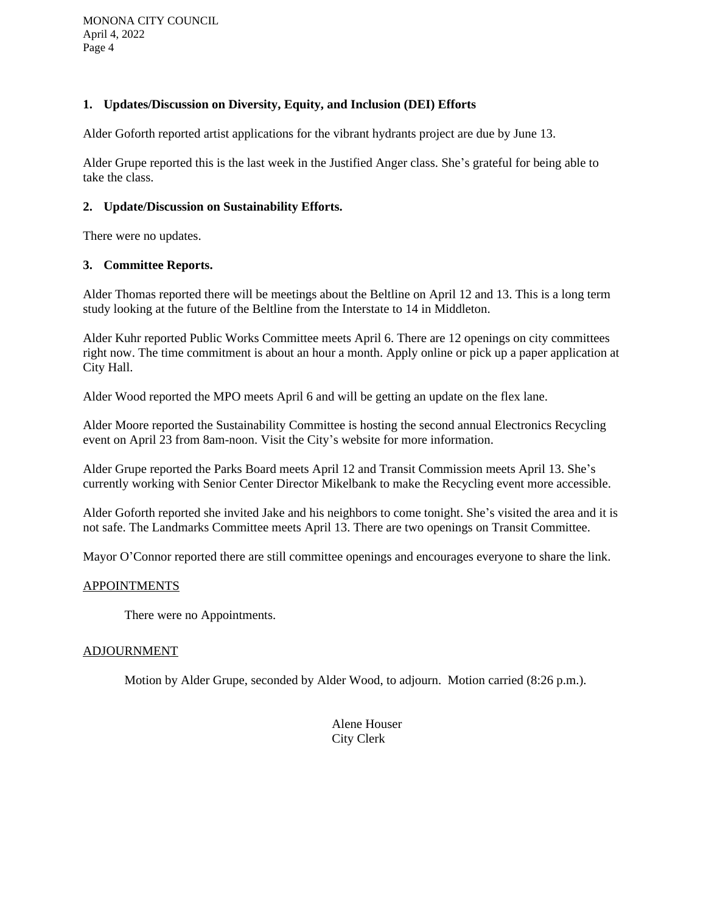**1. Updates/Discussion on Diversity, Equity, and Inclusion (DEI) Efforts**

Alder Goforth reported artist applications for the vibrant hydrants project are due by June 13.

Alder Grupe reported this is the last week in the Justified Anger class. She's grateful for being able to take the class.

**2. Update/Discussion on Sustainability Efforts.**

There were no updates.

**3. Committee Reports.**

Alder Thomas reported there will be meetings about the Beltline on April 12 and 13. This is a long term study looking at the future of the Beltline from the Interstate to 14 in Middleton.

Alder Kuhr reported Public Works Committee meets April 6. There are 12 openings on city committees right now. The time commitment is about an hour a month. Apply online or pick up a paper application at City Hall.

Alder Wood reported the MPO meets April 6 and will be getting an update on the flex lane.

Alder Moore reported the Sustainability Committee is hosting the second annual Electronics Recycling event on April 23 from 8am-noon. Visit the City's website for more information.

Alder Grupe reported the Parks Board meets April 12 and Transit Commission meets April 13. She's currently working with Senior Center Director Mikelbank to make the Recycling event more accessible.

Alder Goforth reported she invited Jake and his neighbors to come tonight. She's visited the area and it is not safe. The Landmarks Committee meets April 13. There are two openings on Transit Committee.

Mayor O'Connor reported there are still committee openings and encourages everyone to share the link.

APPOINTMENTS

There were no Appointments.

ADJOURNMENT

Motion by Alder Grupe, seconded by Alder Wood, to adjourn. Motion carried (8:26 p.m.).

Alene Houser
City Clerk